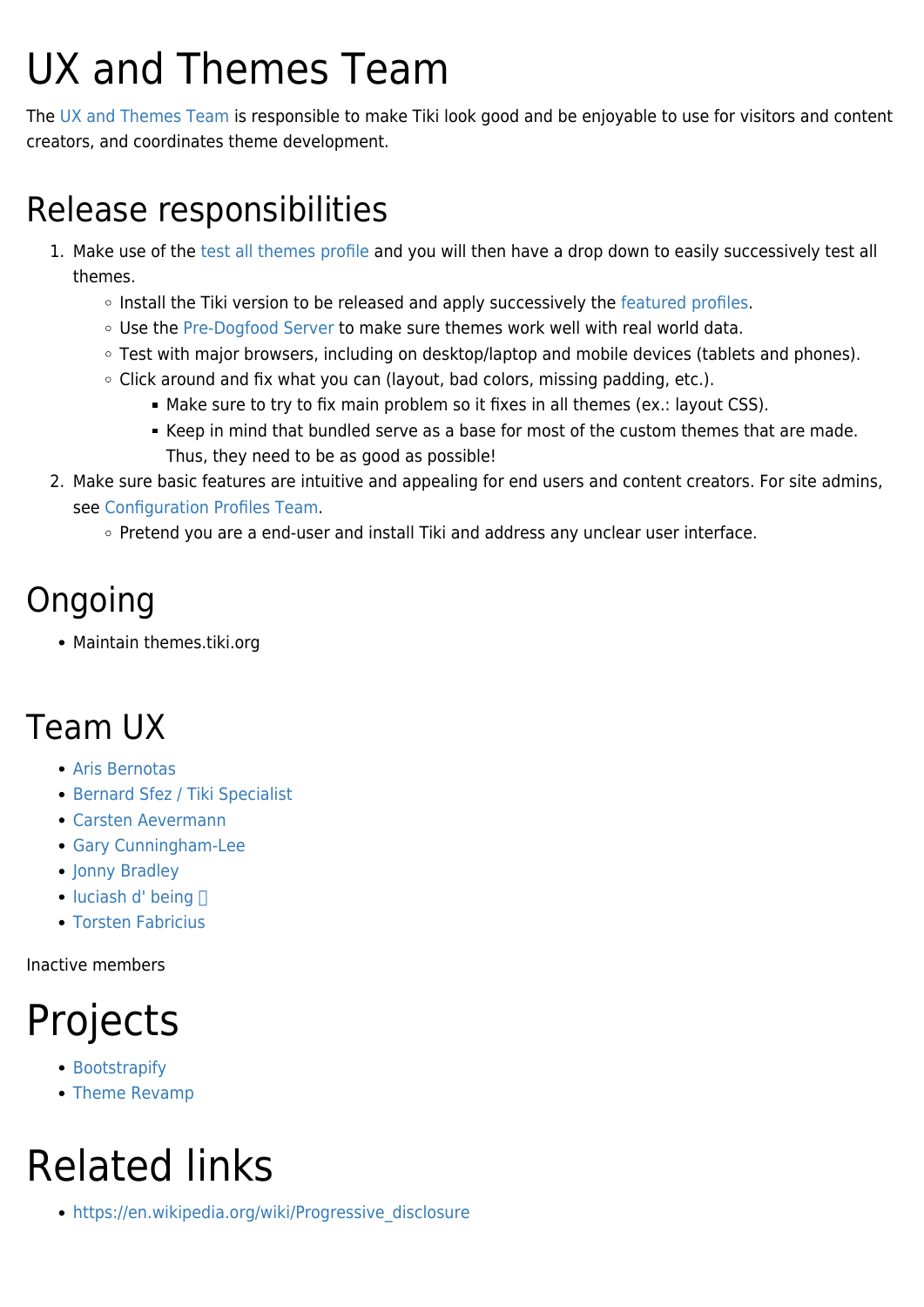# UX and Themes Team

The UX and Themes Team is responsible to make Tiki look good and be enjoyable to use for visitors and content creators, and coordinates theme development.

## Release responsibilities

1. Make use of the test all themes profile and you will then have a drop down to easily successively test all themes.
    - Install the Tiki version to be released and apply successively the featured profiles.
    - Use the Pre-Dogfood Server to make sure themes work well with real world data.
    - Test with major browsers, including on desktop/laptop and mobile devices (tablets and phones).
    - Click around and fix what you can (layout, bad colors, missing padding, etc.).
        - Make sure to try to fix main problem so it fixes in all themes (ex.: layout CSS).
        - Keep in mind that bundled serve as a base for most of the custom themes that are made. Thus, they need to be as good as possible!
2. Make sure basic features are intuitive and appealing for end users and content creators. For site admins, see Configuration Profiles Team.
    - Pretend you are a end-user and install Tiki and address any unclear user interface.

## Ongoing

- Maintain themes.tiki.org

## Team UX

- Aris Bernotas
- Bernard Sfez / Tiki Specialist
- Carsten Aevermann
- Gary Cunningham-Lee
- Jonny Bradley
- luciash d' being 
- Torsten Fabricius

Inactive members

# Projects

- Bootstrapify
- Theme Revamp

# Related links

- https://en.wikipedia.org/wiki/Progressive_disclosure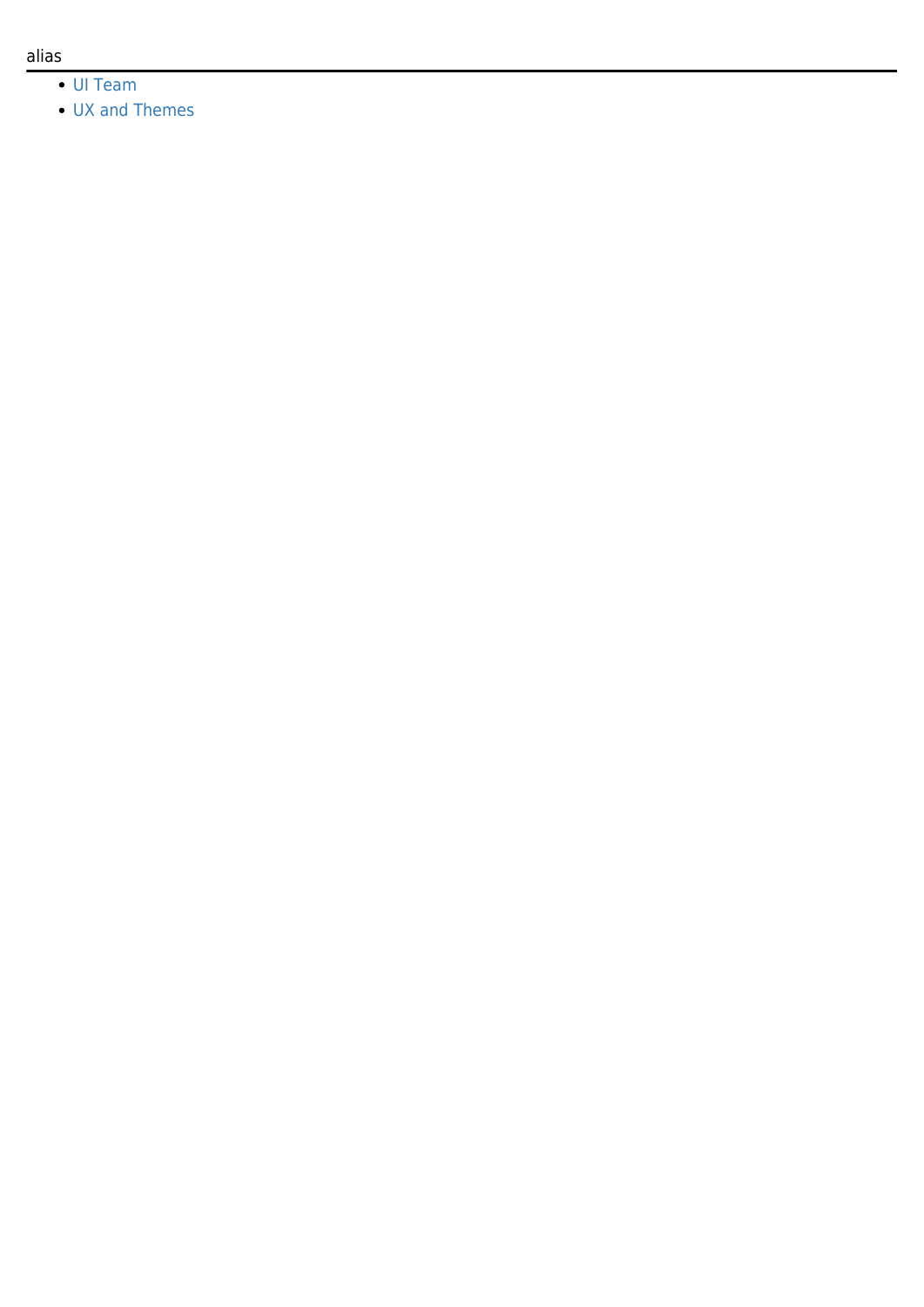alias

- UI Team
- UX and Themes